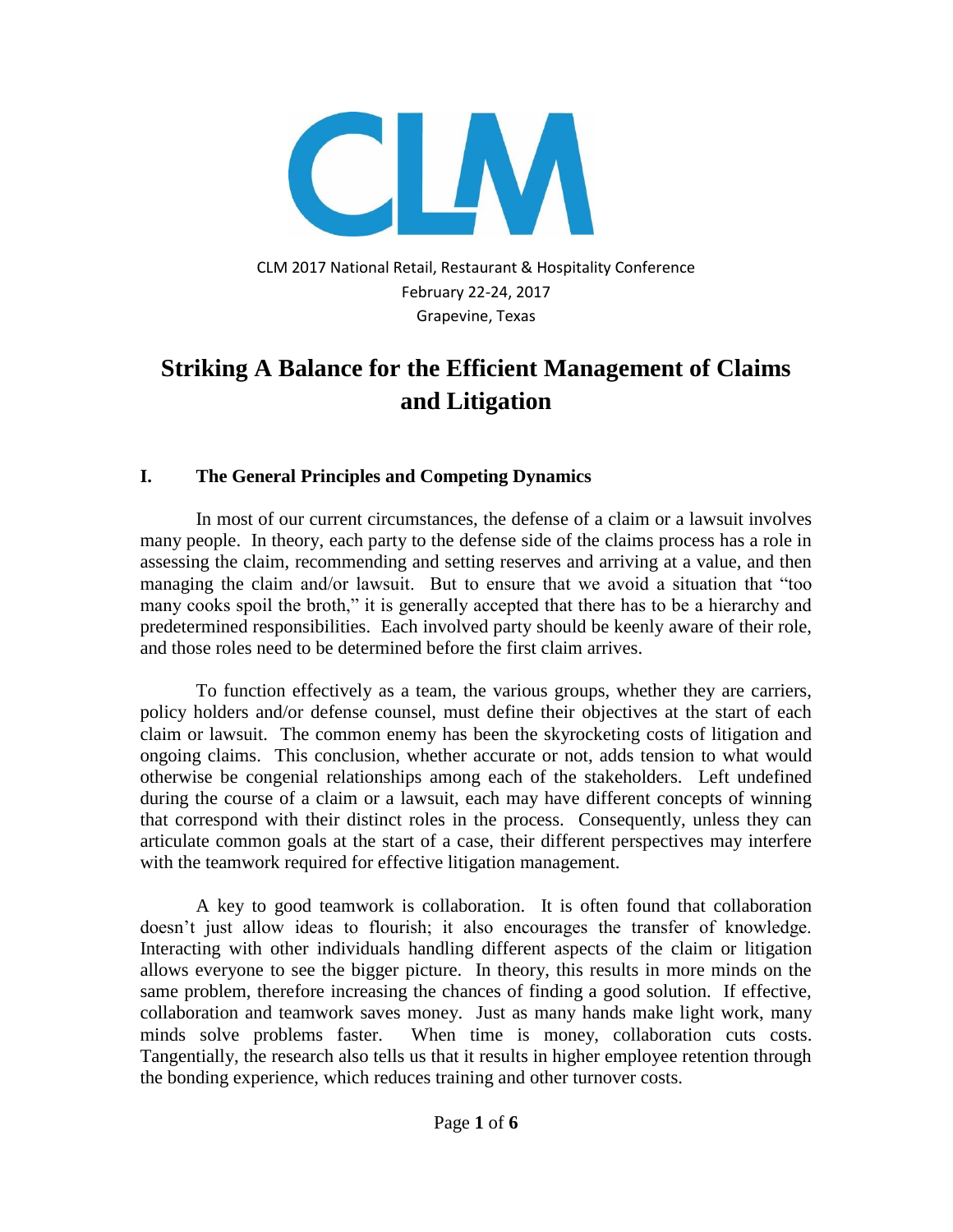CLM 2017 National Retail, Restaurant & Hospitality Conference
February 22-24, 2017
Grapevine, Texas

# Striking A Balance for the Efficient Management of Claims and Litigation

## I. The General Principles and Competing Dynamics

In most of our current circumstances, the defense of a claim or a lawsuit involves many people. In theory, each party to the defense side of the claims process has a role in assessing the claim, recommending and setting reserves and arriving at a value, and then managing the claim and/or lawsuit. But to ensure that we avoid a situation that "too many cooks spoil the broth," it is generally accepted that there has to be a hierarchy and predetermined responsibilities. Each involved party should be keenly aware of their role, and those roles need to be determined before the first claim arrives.

To function effectively as a team, the various groups, whether they are carriers, policy holders and/or defense counsel, must define their objectives at the start of each claim or lawsuit. The common enemy has been the skyrocketing costs of litigation and ongoing claims. This conclusion, whether accurate or not, adds tension to what would otherwise be congenial relationships among each of the stakeholders. Left undefined during the course of a claim or a lawsuit, each may have different concepts of winning that correspond with their distinct roles in the process. Consequently, unless they can articulate common goals at the start of a case, their different perspectives may interfere with the teamwork required for effective litigation management.

A key to good teamwork is collaboration. It is often found that collaboration doesn't just allow ideas to flourish; it also encourages the transfer of knowledge. Interacting with other individuals handling different aspects of the claim or litigation allows everyone to see the bigger picture. In theory, this results in more minds on the same problem, therefore increasing the chances of finding a good solution. If effective, collaboration and teamwork saves money. Just as many hands make light work, many minds solve problems faster. When time is money, collaboration cuts costs. Tangentially, the research also tells us that it results in higher employee retention through the bonding experience, which reduces training and other turnover costs.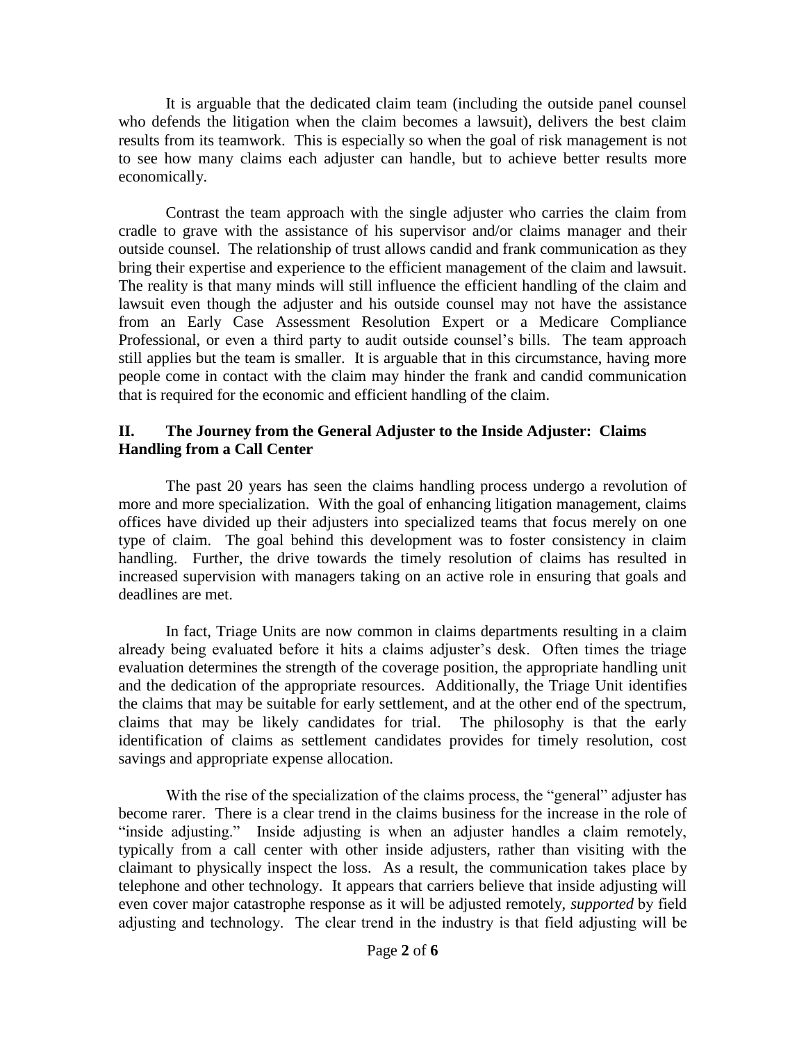It is arguable that the dedicated claim team (including the outside panel counsel who defends the litigation when the claim becomes a lawsuit), delivers the best claim results from its teamwork. This is especially so when the goal of risk management is not to see how many claims each adjuster can handle, but to achieve better results more economically.

Contrast the team approach with the single adjuster who carries the claim from cradle to grave with the assistance of his supervisor and/or claims manager and their outside counsel. The relationship of trust allows candid and frank communication as they bring their expertise and experience to the efficient management of the claim and lawsuit. The reality is that many minds will still influence the efficient handling of the claim and lawsuit even though the adjuster and his outside counsel may not have the assistance from an Early Case Assessment Resolution Expert or a Medicare Compliance Professional, or even a third party to audit outside counsel's bills. The team approach still applies but the team is smaller. It is arguable that in this circumstance, having more people come in contact with the claim may hinder the frank and candid communication that is required for the economic and efficient handling of the claim.

## II. The Journey from the General Adjuster to the Inside Adjuster: Claims Handling from a Call Center

The past 20 years has seen the claims handling process undergo a revolution of more and more specialization. With the goal of enhancing litigation management, claims offices have divided up their adjusters into specialized teams that focus merely on one type of claim. The goal behind this development was to foster consistency in claim handling. Further, the drive towards the timely resolution of claims has resulted in increased supervision with managers taking on an active role in ensuring that goals and deadlines are met.

In fact, Triage Units are now common in claims departments resulting in a claim already being evaluated before it hits a claims adjuster's desk. Often times the triage evaluation determines the strength of the coverage position, the appropriate handling unit and the dedication of the appropriate resources. Additionally, the Triage Unit identifies the claims that may be suitable for early settlement, and at the other end of the spectrum, claims that may be likely candidates for trial. The philosophy is that the early identification of claims as settlement candidates provides for timely resolution, cost savings and appropriate expense allocation.

With the rise of the specialization of the claims process, the "general" adjuster has become rarer. There is a clear trend in the claims business for the increase in the role of "inside adjusting." Inside adjusting is when an adjuster handles a claim remotely, typically from a call center with other inside adjusters, rather than visiting with the claimant to physically inspect the loss. As a result, the communication takes place by telephone and other technology. It appears that carriers believe that inside adjusting will even cover major catastrophe response as it will be adjusted remotely, *supported* by field adjusting and technology. The clear trend in the industry is that field adjusting will be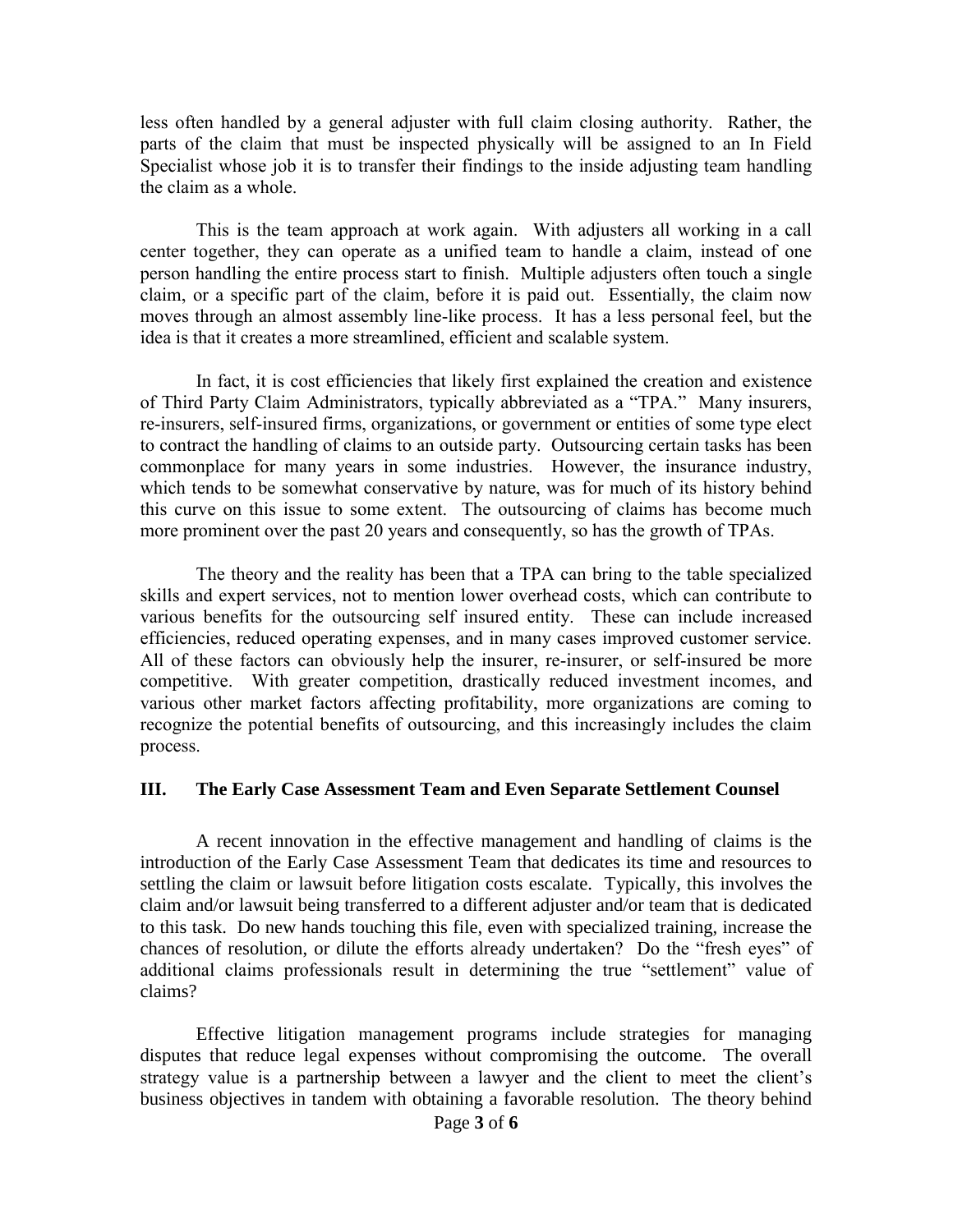less often handled by a general adjuster with full claim closing authority. Rather, the parts of the claim that must be inspected physically will be assigned to an In Field Specialist whose job it is to transfer their findings to the inside adjusting team handling the claim as a whole.

This is the team approach at work again. With adjusters all working in a call center together, they can operate as a unified team to handle a claim, instead of one person handling the entire process start to finish. Multiple adjusters often touch a single claim, or a specific part of the claim, before it is paid out. Essentially, the claim now moves through an almost assembly line-like process. It has a less personal feel, but the idea is that it creates a more streamlined, efficient and scalable system.

In fact, it is cost efficiencies that likely first explained the creation and existence of Third Party Claim Administrators, typically abbreviated as a "TPA." Many insurers, re-insurers, self-insured firms, organizations, or government or entities of some type elect to contract the handling of claims to an outside party. Outsourcing certain tasks has been commonplace for many years in some industries. However, the insurance industry, which tends to be somewhat conservative by nature, was for much of its history behind this curve on this issue to some extent. The outsourcing of claims has become much more prominent over the past 20 years and consequently, so has the growth of TPAs.

The theory and the reality has been that a TPA can bring to the table specialized skills and expert services, not to mention lower overhead costs, which can contribute to various benefits for the outsourcing self insured entity. These can include increased efficiencies, reduced operating expenses, and in many cases improved customer service. All of these factors can obviously help the insurer, re-insurer, or self-insured be more competitive. With greater competition, drastically reduced investment incomes, and various other market factors affecting profitability, more organizations are coming to recognize the potential benefits of outsourcing, and this increasingly includes the claim process.

## III. The Early Case Assessment Team and Even Separate Settlement Counsel

A recent innovation in the effective management and handling of claims is the introduction of the Early Case Assessment Team that dedicates its time and resources to settling the claim or lawsuit before litigation costs escalate. Typically, this involves the claim and/or lawsuit being transferred to a different adjuster and/or team that is dedicated to this task. Do new hands touching this file, even with specialized training, increase the chances of resolution, or dilute the efforts already undertaken? Do the "fresh eyes" of additional claims professionals result in determining the true "settlement" value of claims?

Effective litigation management programs include strategies for managing disputes that reduce legal expenses without compromising the outcome. The overall strategy value is a partnership between a lawyer and the client to meet the client's business objectives in tandem with obtaining a favorable resolution. The theory behind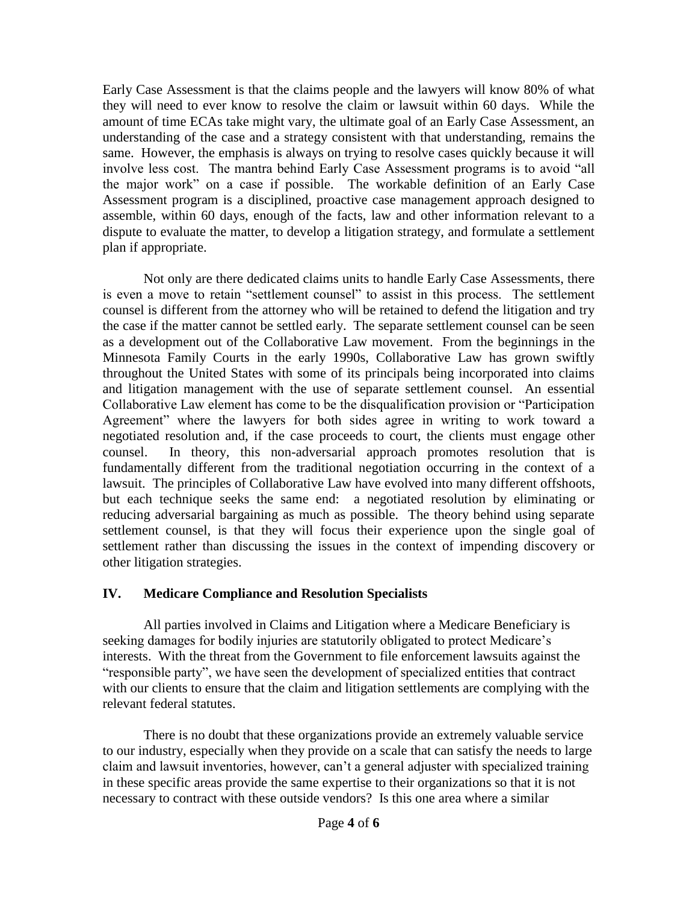Early Case Assessment is that the claims people and the lawyers will know 80% of what they will need to ever know to resolve the claim or lawsuit within 60 days. While the amount of time ECAs take might vary, the ultimate goal of an Early Case Assessment, an understanding of the case and a strategy consistent with that understanding, remains the same. However, the emphasis is always on trying to resolve cases quickly because it will involve less cost. The mantra behind Early Case Assessment programs is to avoid "all the major work" on a case if possible. The workable definition of an Early Case Assessment program is a disciplined, proactive case management approach designed to assemble, within 60 days, enough of the facts, law and other information relevant to a dispute to evaluate the matter, to develop a litigation strategy, and formulate a settlement plan if appropriate.

Not only are there dedicated claims units to handle Early Case Assessments, there is even a move to retain "settlement counsel" to assist in this process. The settlement counsel is different from the attorney who will be retained to defend the litigation and try the case if the matter cannot be settled early. The separate settlement counsel can be seen as a development out of the Collaborative Law movement. From the beginnings in the Minnesota Family Courts in the early 1990s, Collaborative Law has grown swiftly throughout the United States with some of its principals being incorporated into claims and litigation management with the use of separate settlement counsel. An essential Collaborative Law element has come to be the disqualification provision or "Participation Agreement" where the lawyers for both sides agree in writing to work toward a negotiated resolution and, if the case proceeds to court, the clients must engage other counsel. In theory, this non-adversarial approach promotes resolution that is fundamentally different from the traditional negotiation occurring in the context of a lawsuit. The principles of Collaborative Law have evolved into many different offshoots, but each technique seeks the same end: a negotiated resolution by eliminating or reducing adversarial bargaining as much as possible. The theory behind using separate settlement counsel, is that they will focus their experience upon the single goal of settlement rather than discussing the issues in the context of impending discovery or other litigation strategies.

## IV. Medicare Compliance and Resolution Specialists

All parties involved in Claims and Litigation where a Medicare Beneficiary is seeking damages for bodily injuries are statutorily obligated to protect Medicare's interests. With the threat from the Government to file enforcement lawsuits against the "responsible party", we have seen the development of specialized entities that contract with our clients to ensure that the claim and litigation settlements are complying with the relevant federal statutes.

There is no doubt that these organizations provide an extremely valuable service to our industry, especially when they provide on a scale that can satisfy the needs to large claim and lawsuit inventories, however, can't a general adjuster with specialized training in these specific areas provide the same expertise to their organizations so that it is not necessary to contract with these outside vendors? Is this one area where a similar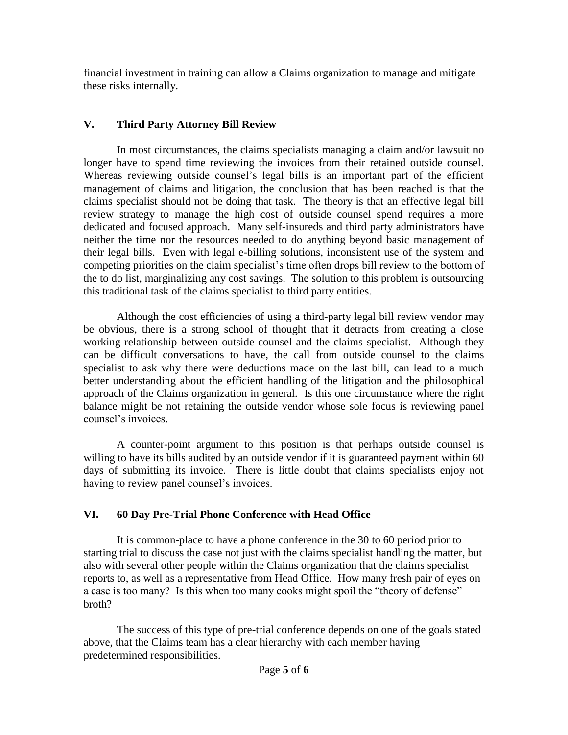financial investment in training can allow a Claims organization to manage and mitigate these risks internally.

## V. Third Party Attorney Bill Review

In most circumstances, the claims specialists managing a claim and/or lawsuit no longer have to spend time reviewing the invoices from their retained outside counsel. Whereas reviewing outside counsel's legal bills is an important part of the efficient management of claims and litigation, the conclusion that has been reached is that the claims specialist should not be doing that task. The theory is that an effective legal bill review strategy to manage the high cost of outside counsel spend requires a more dedicated and focused approach. Many self-insureds and third party administrators have neither the time nor the resources needed to do anything beyond basic management of their legal bills. Even with legal e-billing solutions, inconsistent use of the system and competing priorities on the claim specialist's time often drops bill review to the bottom of the to do list, marginalizing any cost savings. The solution to this problem is outsourcing this traditional task of the claims specialist to third party entities.

Although the cost efficiencies of using a third-party legal bill review vendor may be obvious, there is a strong school of thought that it detracts from creating a close working relationship between outside counsel and the claims specialist. Although they can be difficult conversations to have, the call from outside counsel to the claims specialist to ask why there were deductions made on the last bill, can lead to a much better understanding about the efficient handling of the litigation and the philosophical approach of the Claims organization in general. Is this one circumstance where the right balance might be not retaining the outside vendor whose sole focus is reviewing panel counsel's invoices.

A counter-point argument to this position is that perhaps outside counsel is willing to have its bills audited by an outside vendor if it is guaranteed payment within 60 days of submitting its invoice. There is little doubt that claims specialists enjoy not having to review panel counsel's invoices.

## VI. 60 Day Pre-Trial Phone Conference with Head Office

It is common-place to have a phone conference in the 30 to 60 period prior to starting trial to discuss the case not just with the claims specialist handling the matter, but also with several other people within the Claims organization that the claims specialist reports to, as well as a representative from Head Office. How many fresh pair of eyes on a case is too many? Is this when too many cooks might spoil the "theory of defense" broth?

The success of this type of pre-trial conference depends on one of the goals stated above, that the Claims team has a clear hierarchy with each member having predetermined responsibilities.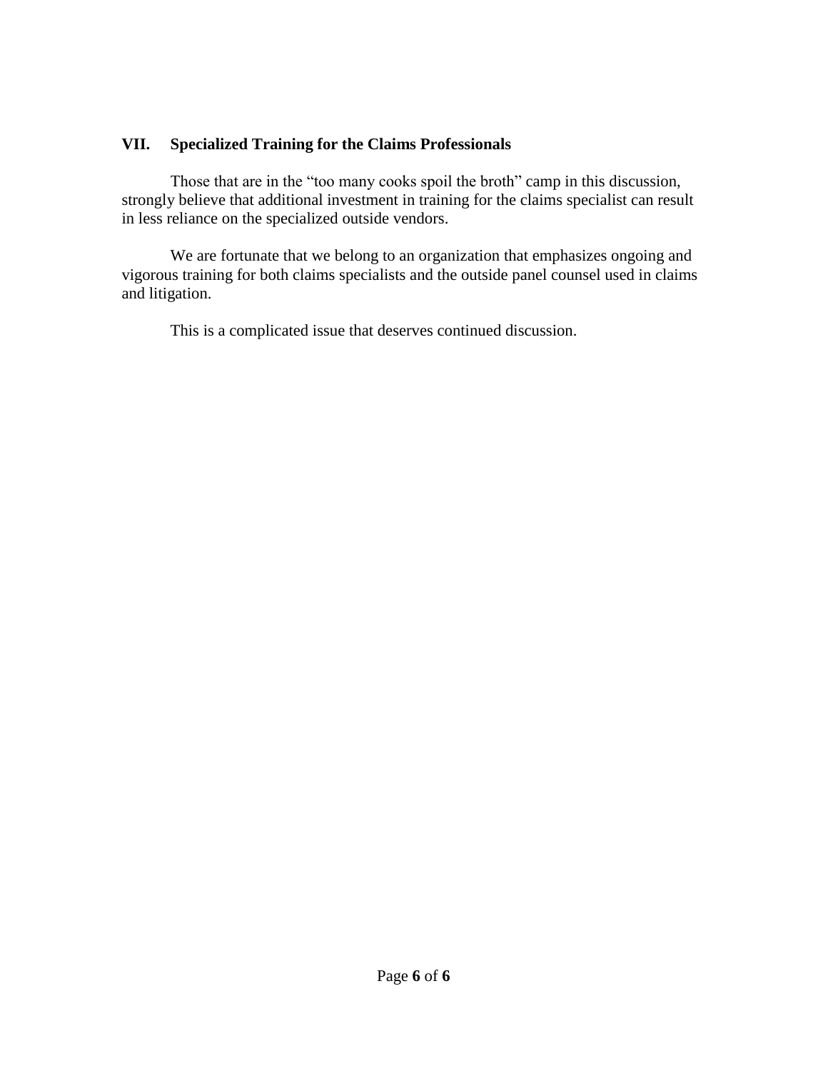## VII. Specialized Training for the Claims Professionals

Those that are in the "too many cooks spoil the broth" camp in this discussion, strongly believe that additional investment in training for the claims specialist can result in less reliance on the specialized outside vendors.

We are fortunate that we belong to an organization that emphasizes ongoing and vigorous training for both claims specialists and the outside panel counsel used in claims and litigation.

This is a complicated issue that deserves continued discussion.